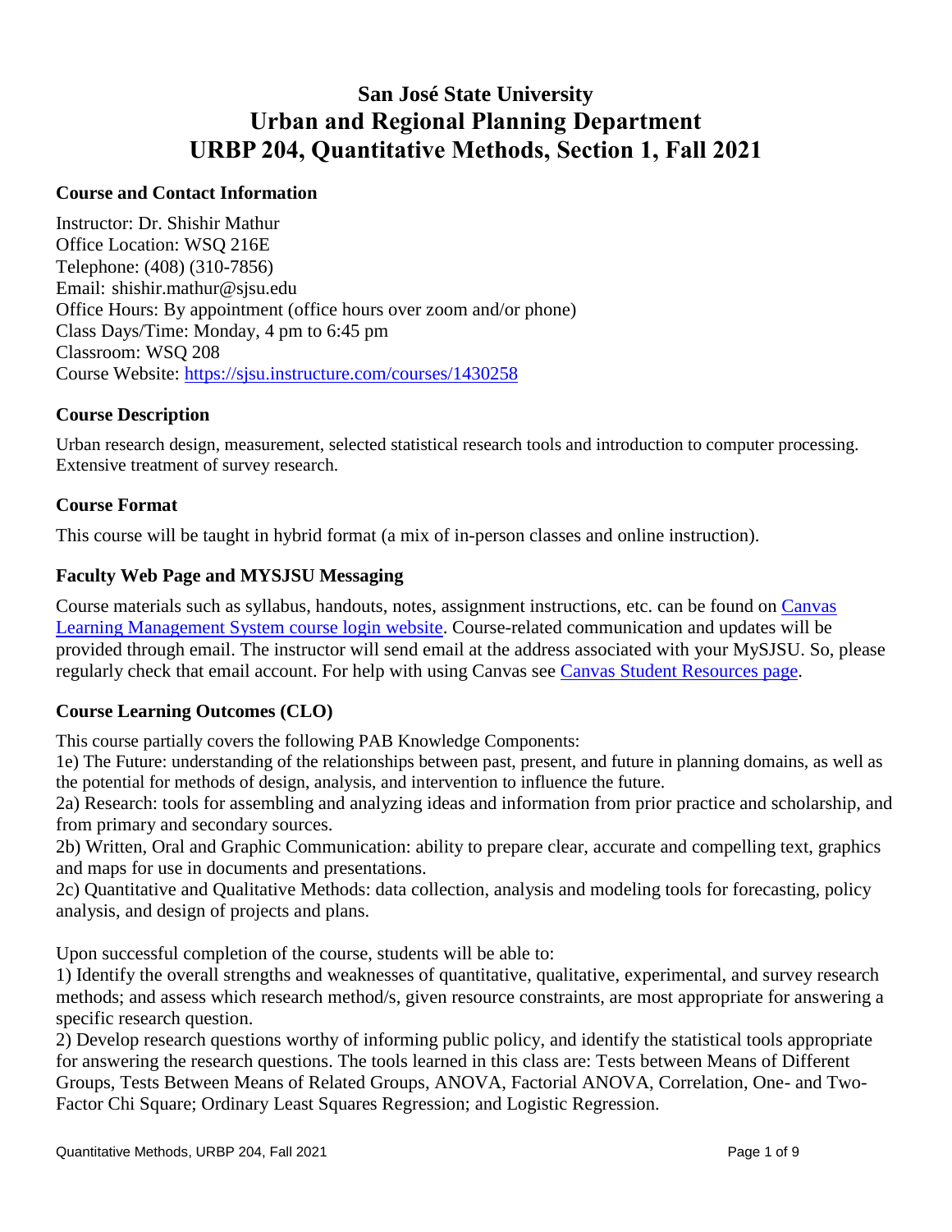# San José State University
# Urban and Regional Planning Department
# URBP 204, Quantitative Methods, Section 1, Fall 2021

## Course and Contact Information

Instructor: Dr. Shishir Mathur
Office Location: WSQ 216E
Telephone: (408) (310-7856)
Email: shishir.mathur@sjsu.edu
Office Hours: By appointment (office hours over zoom and/or phone)
Class Days/Time: Monday, 4 pm to 6:45 pm
Classroom: WSQ 208
Course Website: [https://sjsu.instructure.com/courses/1430258](https://sjsu.instructure.com/courses/1430258)

## Course Description

Urban research design, measurement, selected statistical research tools and introduction to computer processing. Extensive treatment of survey research.

## Course Format

This course will be taught in hybrid format (a mix of in-person classes and online instruction).

## Faculty Web Page and MYSJSU Messaging

Course materials such as syllabus, handouts, notes, assignment instructions, etc. can be found on Canvas Learning Management System course login website. Course-related communication and updates will be provided through email. The instructor will send email at the address associated with your MySJSU. So, please regularly check that email account. For help with using Canvas see Canvas Student Resources page.

## Course Learning Outcomes (CLO)

This course partially covers the following PAB Knowledge Components:
1e) The Future: understanding of the relationships between past, present, and future in planning domains, as well as the potential for methods of design, analysis, and intervention to influence the future.
2a) Research: tools for assembling and analyzing ideas and information from prior practice and scholarship, and from primary and secondary sources.
2b) Written, Oral and Graphic Communication: ability to prepare clear, accurate and compelling text, graphics and maps for use in documents and presentations.
2c) Quantitative and Qualitative Methods: data collection, analysis and modeling tools for forecasting, policy analysis, and design of projects and plans.

Upon successful completion of the course, students will be able to:
1) Identify the overall strengths and weaknesses of quantitative, qualitative, experimental, and survey research methods; and assess which research method/s, given resource constraints, are most appropriate for answering a specific research question.
2) Develop research questions worthy of informing public policy, and identify the statistical tools appropriate for answering the research questions. The tools learned in this class are: Tests between Means of Different Groups, Tests Between Means of Related Groups, ANOVA, Factorial ANOVA, Correlation, One- and Two-Factor Chi Square; Ordinary Least Squares Regression; and Logistic Regression.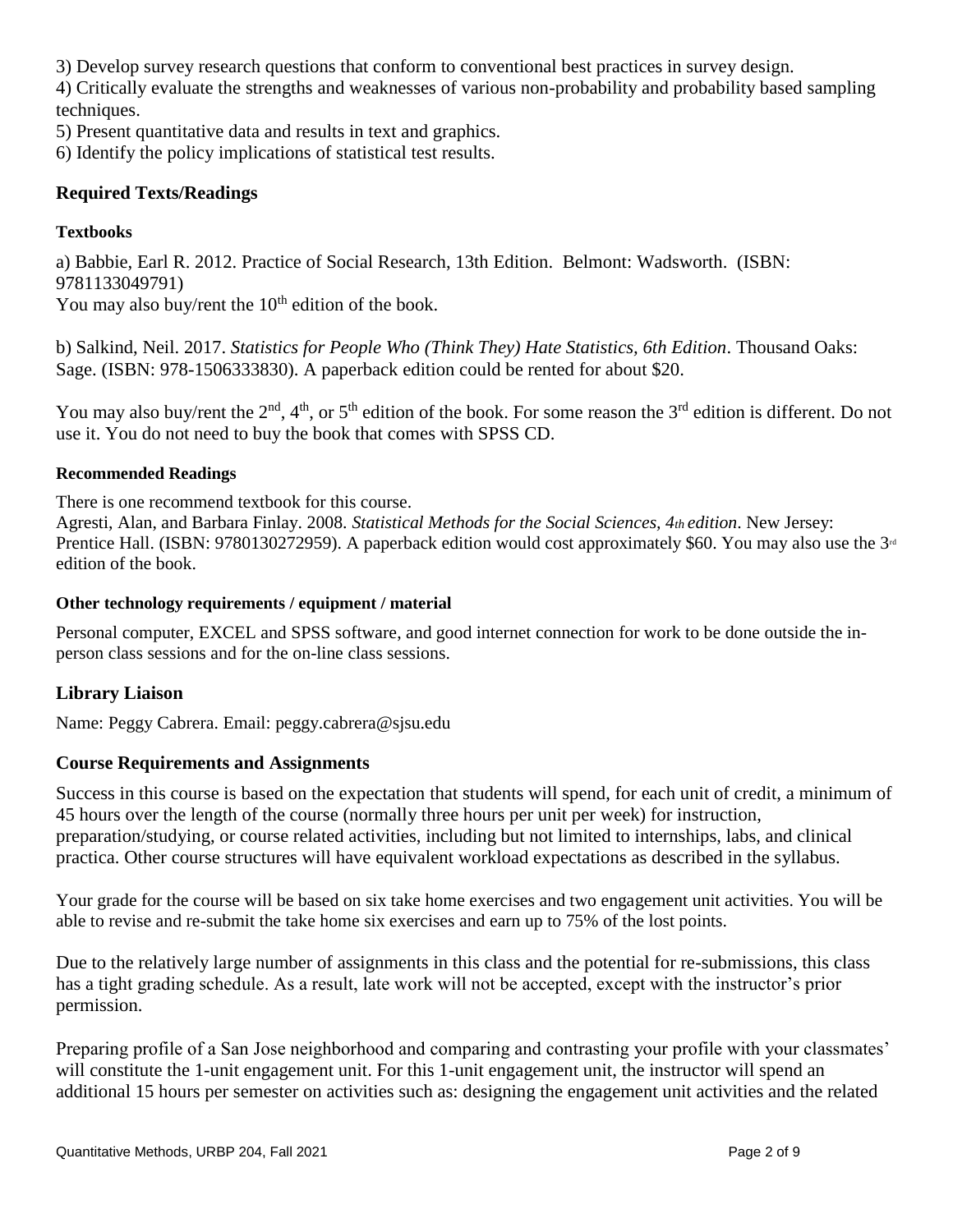3) Develop survey research questions that conform to conventional best practices in survey design.
4) Critically evaluate the strengths and weaknesses of various non-probability and probability based sampling techniques.
5) Present quantitative data and results in text and graphics.
6) Identify the policy implications of statistical test results.

## Required Texts/Readings

### Textbooks

a) Babbie, Earl R. 2012. Practice of Social Research, 13th Edition. Belmont: Wadsworth. (ISBN: 9781133049791)
You may also buy/rent the 10th edition of the book.

b) Salkind, Neil. 2017. *Statistics for People Who (Think They) Hate Statistics, 6th Edition*. Thousand Oaks: Sage. (ISBN: 978-1506333830). A paperback edition could be rented for about $20.

You may also buy/rent the 2nd, 4th, or 5th edition of the book. For some reason the 3rd edition is different. Do not use it. You do not need to buy the book that comes with SPSS CD.

### Recommended Readings

There is one recommend textbook for this course.
Agresti, Alan, and Barbara Finlay. 2008. *Statistical Methods for the Social Sciences, 4th edition*. New Jersey: Prentice Hall. (ISBN: 9780130272959). A paperback edition would cost approximately $60. You may also use the 3rd edition of the book.

### Other technology requirements / equipment / material

Personal computer, EXCEL and SPSS software, and good internet connection for work to be done outside the in-person class sessions and for the on-line class sessions.

## Library Liaison

Name: Peggy Cabrera. Email: peggy.cabrera@sjsu.edu

## Course Requirements and Assignments

Success in this course is based on the expectation that students will spend, for each unit of credit, a minimum of 45 hours over the length of the course (normally three hours per unit per week) for instruction, preparation/studying, or course related activities, including but not limited to internships, labs, and clinical practica. Other course structures will have equivalent workload expectations as described in the syllabus.

Your grade for the course will be based on six take home exercises and two engagement unit activities. You will be able to revise and re-submit the take home six exercises and earn up to 75% of the lost points.

Due to the relatively large number of assignments in this class and the potential for re-submissions, this class has a tight grading schedule. As a result, late work will not be accepted, except with the instructor's prior permission.

Preparing profile of a San Jose neighborhood and comparing and contrasting your profile with your classmates' will constitute the 1-unit engagement unit. For this 1-unit engagement unit, the instructor will spend an additional 15 hours per semester on activities such as: designing the engagement unit activities and the related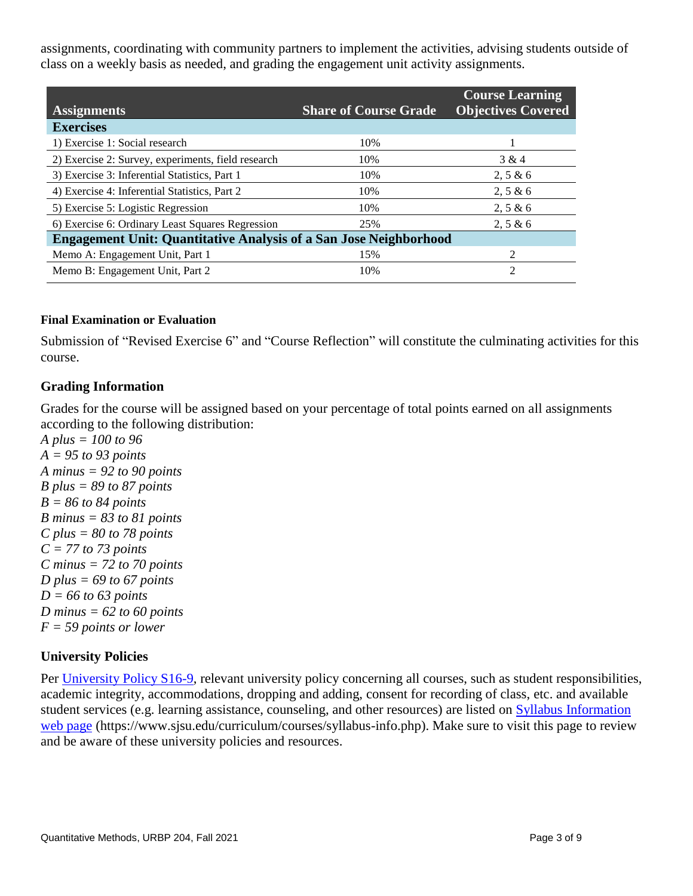assignments, coordinating with community partners to implement the activities, advising students outside of class on a weekly basis as needed, and grading the engagement unit activity assignments.

| Assignments | Share of Course Grade | Course Learning Objectives Covered |
|---|---|---|
| **Exercises** | | |
| 1) Exercise 1: Social research | 10% | 1 |
| 2) Exercise 2: Survey, experiments, field research | 10% | 3 & 4 |
| 3) Exercise 3: Inferential Statistics, Part 1 | 10% | 2, 5 & 6 |
| 4) Exercise 4: Inferential Statistics, Part 2 | 10% | 2, 5 & 6 |
| 5) Exercise 5: Logistic Regression | 10% | 2, 5 & 6 |
| 6) Exercise 6: Ordinary Least Squares Regression | 25% | 2, 5 & 6 |
| **Engagement Unit: Quantitative Analysis of a San Jose Neighborhood** | | |
| Memo A: Engagement Unit, Part 1 | 15% | 2 |
| Memo B: Engagement Unit, Part 2 | 10% | 2 |

#### Final Examination or Evaluation

Submission of "Revised Exercise 6" and "Course Reflection" will constitute the culminating activities for this course.

### Grading Information

Grades for the course will be assigned based on your percentage of total points earned on all assignments according to the following distribution:

*A plus = 100 to 96*
*A = 95 to 93 points*
*A minus = 92 to 90 points*
*B plus = 89 to 87 points*
*B = 86 to 84 points*
*B minus = 83 to 81 points*
*C plus = 80 to 78 points*
*C = 77 to 73 points*
*C minus = 72 to 70 points*
*D plus = 69 to 67 points*
*D = 66 to 63 points*
*D minus = 62 to 60 points*
*F = 59 points or lower*

### University Policies

Per University Policy S16-9, relevant university policy concerning all courses, such as student responsibilities, academic integrity, accommodations, dropping and adding, consent for recording of class, etc. and available student services (e.g. learning assistance, counseling, and other resources) are listed on Syllabus Information web page (https://www.sjsu.edu/curriculum/courses/syllabus-info.php). Make sure to visit this page to review and be aware of these university policies and resources.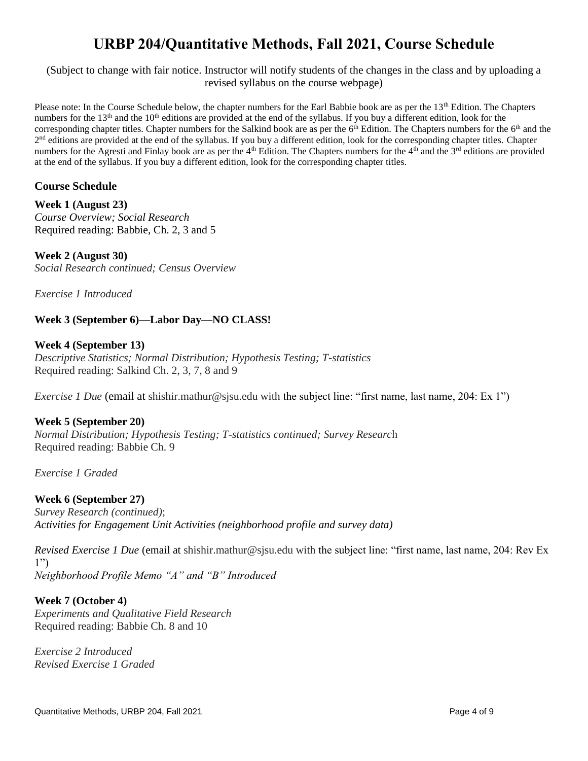# URBP 204/Quantitative Methods, Fall 2021, Course Schedule

(Subject to change with fair notice. Instructor will notify students of the changes in the class and by uploading a revised syllabus on the course webpage)

Please note: In the Course Schedule below, the chapter numbers for the Earl Babbie book are as per the 13th Edition. The Chapters numbers for the 13th and the 10th editions are provided at the end of the syllabus. If you buy a different edition, look for the corresponding chapter titles. Chapter numbers for the Salkind book are as per the 6th Edition. The Chapters numbers for the 6th and the 2nd editions are provided at the end of the syllabus. If you buy a different edition, look for the corresponding chapter titles. Chapter numbers for the Agresti and Finlay book are as per the 4th Edition. The Chapters numbers for the 4th and the 3rd editions are provided at the end of the syllabus. If you buy a different edition, look for the corresponding chapter titles.

## Course Schedule

**Week 1 (August 23)**
*Course Overview; Social Research*
Required reading: Babbie, Ch. 2, 3 and 5

**Week 2 (August 30)**
*Social Research continued; Census Overview*

*Exercise 1 Introduced*

**Week 3 (September 6)—Labor Day—NO CLASS!**

**Week 4 (September 13)**
*Descriptive Statistics; Normal Distribution; Hypothesis Testing; T-statistics*
Required reading: Salkind Ch. 2, 3, 7, 8 and 9

*Exercise 1 Due* (email at shishir.mathur@sjsu.edu with the subject line: "first name, last name, 204: Ex 1")

**Week 5 (September 20)**
*Normal Distribution; Hypothesis Testing; T-statistics continued; Survey Research*
Required reading: Babbie Ch. 9

*Exercise 1 Graded*

**Week 6 (September 27)**
*Survey Research (continued)*;
*Activities for Engagement Unit Activities (neighborhood profile and survey data)*

*Revised Exercise 1 Due* (email at shishir.mathur@sjsu.edu with the subject line: "first name, last name, 204: Rev Ex 1")
*Neighborhood Profile Memo "A" and "B" Introduced*

**Week 7 (October 4)**
*Experiments and Qualitative Field Research*
Required reading: Babbie Ch. 8 and 10

*Exercise 2 Introduced*
*Revised Exercise 1 Graded*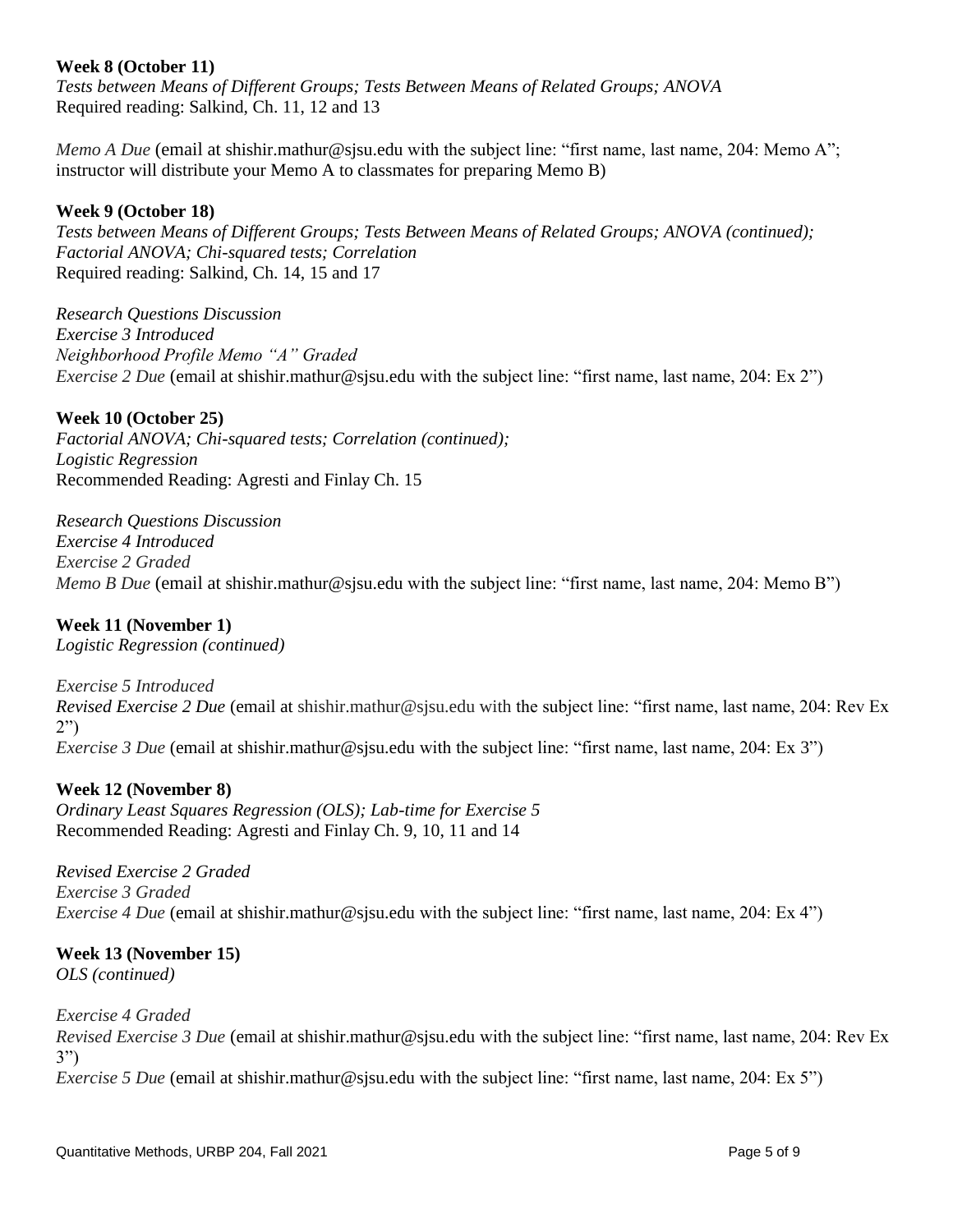**Week 8 (October 11)**
*Tests between Means of Different Groups; Tests Between Means of Related Groups; ANOVA*
Required reading: Salkind, Ch. 11, 12 and 13

*Memo A Due* (email at shishir.mathur@sjsu.edu with the subject line: "first name, last name, 204: Memo A"; instructor will distribute your Memo A to classmates for preparing Memo B)

**Week 9 (October 18)**
*Tests between Means of Different Groups; Tests Between Means of Related Groups; ANOVA (continued); Factorial ANOVA; Chi-squared tests; Correlation*
Required reading: Salkind, Ch. 14, 15 and 17

*Research Questions Discussion*
*Exercise 3 Introduced*
*Neighborhood Profile Memo "A" Graded*
*Exercise 2 Due* (email at shishir.mathur@sjsu.edu with the subject line: "first name, last name, 204: Ex 2")

**Week 10 (October 25)**
*Factorial ANOVA; Chi-squared tests; Correlation (continued); Logistic Regression*
Recommended Reading: Agresti and Finlay Ch. 15

*Research Questions Discussion*
*Exercise 4 Introduced*
*Exercise 2 Graded*
*Memo B Due* (email at shishir.mathur@sjsu.edu with the subject line: "first name, last name, 204: Memo B")

**Week 11 (November 1)**
*Logistic Regression (continued)*

*Exercise 5 Introduced*
*Revised Exercise 2 Due* (email at shishir.mathur@sjsu.edu with the subject line: "first name, last name, 204: Rev Ex 2")
*Exercise 3 Due* (email at shishir.mathur@sjsu.edu with the subject line: "first name, last name, 204: Ex 3")

**Week 12 (November 8)**
*Ordinary Least Squares Regression (OLS); Lab-time for Exercise 5*
Recommended Reading: Agresti and Finlay Ch. 9, 10, 11 and 14

*Revised Exercise 2 Graded*
*Exercise 3 Graded*
*Exercise 4 Due* (email at shishir.mathur@sjsu.edu with the subject line: "first name, last name, 204: Ex 4")

**Week 13 (November 15)**
*OLS (continued)*

*Exercise 4 Graded*
*Revised Exercise 3 Due* (email at shishir.mathur@sjsu.edu with the subject line: "first name, last name, 204: Rev Ex 3")
*Exercise 5 Due* (email at shishir.mathur@sjsu.edu with the subject line: "first name, last name, 204: Ex 5")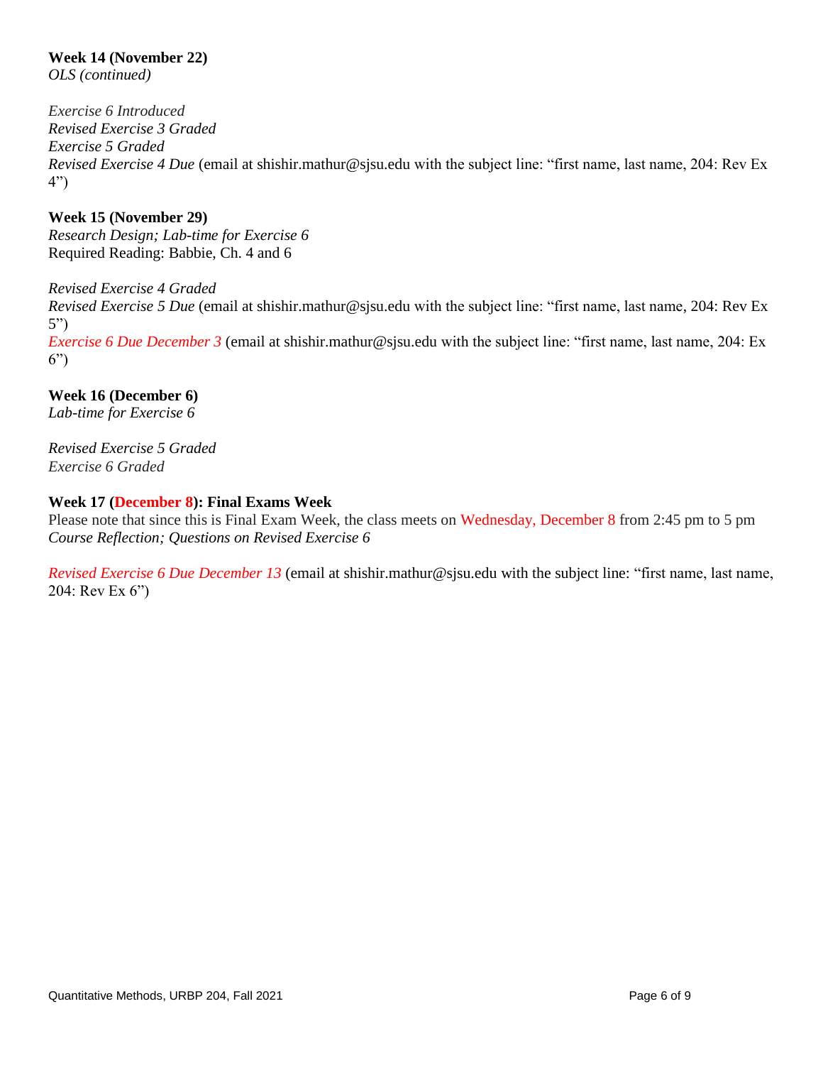**Week 14 (November 22)**
*OLS (continued)*

*Exercise 6 Introduced*
*Revised Exercise 3 Graded*
*Exercise 5 Graded*
*Revised Exercise 4 Due* (email at shishir.mathur@sjsu.edu with the subject line: "first name, last name, 204: Rev Ex 4")

**Week 15 (November 29)**
*Research Design; Lab-time for Exercise 6*
Required Reading: Babbie, Ch. 4 and 6

*Revised Exercise 4 Graded*
*Revised Exercise 5 Due* (email at shishir.mathur@sjsu.edu with the subject line: "first name, last name, 204: Rev Ex 5")
*Exercise 6 Due December 3* (email at shishir.mathur@sjsu.edu with the subject line: "first name, last name, 204: Ex 6")

**Week 16 (December 6)**
*Lab-time for Exercise 6*

*Revised Exercise 5 Graded*
*Exercise 6 Graded*

**Week 17 (December 8): Final Exams Week**
Please note that since this is Final Exam Week, the class meets on Wednesday, December 8 from 2:45 pm to 5 pm
*Course Reflection; Questions on Revised Exercise 6*

*Revised Exercise 6 Due December 13* (email at shishir.mathur@sjsu.edu with the subject line: "first name, last name, 204: Rev Ex 6")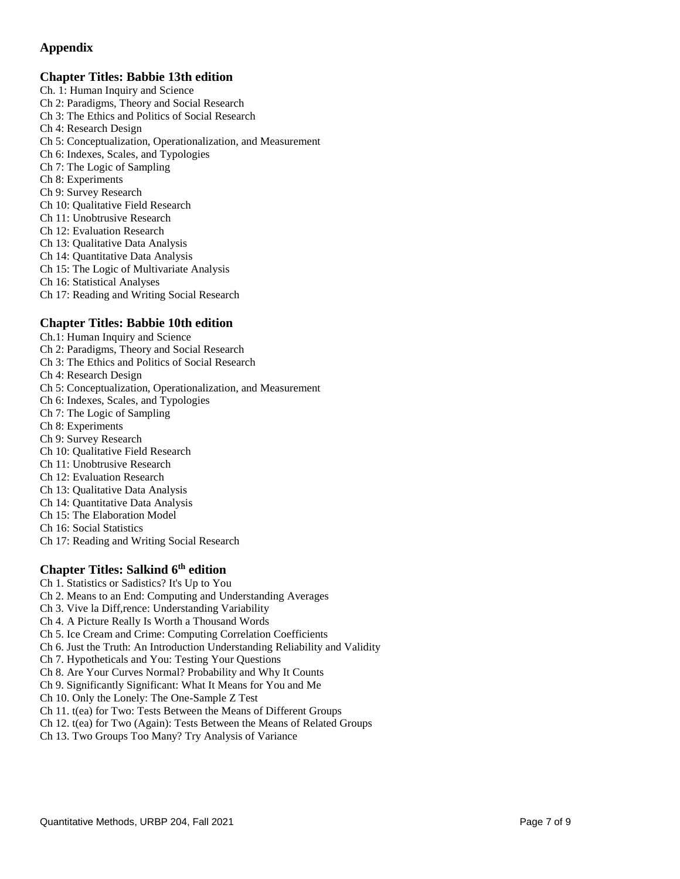## Appendix

### Chapter Titles: Babbie 13th edition

Ch. 1: Human Inquiry and Science
Ch 2: Paradigms, Theory and Social Research
Ch 3: The Ethics and Politics of Social Research
Ch 4: Research Design
Ch 5: Conceptualization, Operationalization, and Measurement
Ch 6: Indexes, Scales, and Typologies
Ch 7: The Logic of Sampling
Ch 8: Experiments
Ch 9: Survey Research
Ch 10: Qualitative Field Research
Ch 11: Unobtrusive Research
Ch 12: Evaluation Research
Ch 13: Qualitative Data Analysis
Ch 14: Quantitative Data Analysis
Ch 15: The Logic of Multivariate Analysis
Ch 16: Statistical Analyses
Ch 17: Reading and Writing Social Research

### Chapter Titles: Babbie 10th edition

Ch.1: Human Inquiry and Science
Ch 2: Paradigms, Theory and Social Research
Ch 3: The Ethics and Politics of Social Research
Ch 4: Research Design
Ch 5: Conceptualization, Operationalization, and Measurement
Ch 6: Indexes, Scales, and Typologies
Ch 7: The Logic of Sampling
Ch 8: Experiments
Ch 9: Survey Research
Ch 10: Qualitative Field Research
Ch 11: Unobtrusive Research
Ch 12: Evaluation Research
Ch 13: Qualitative Data Analysis
Ch 14: Quantitative Data Analysis
Ch 15: The Elaboration Model
Ch 16: Social Statistics
Ch 17: Reading and Writing Social Research

### Chapter Titles: Salkind 6th edition

Ch 1. Statistics or Sadistics? It's Up to You
Ch 2. Means to an End: Computing and Understanding Averages
Ch 3. Vive la Diff,rence: Understanding Variability
Ch 4. A Picture Really Is Worth a Thousand Words
Ch 5. Ice Cream and Crime: Computing Correlation Coefficients
Ch 6. Just the Truth: An Introduction Understanding Reliability and Validity
Ch 7. Hypotheticals and You: Testing Your Questions
Ch 8. Are Your Curves Normal? Probability and Why It Counts
Ch 9. Significantly Significant: What It Means for You and Me
Ch 10. Only the Lonely: The One-Sample Z Test
Ch 11. t(ea) for Two: Tests Between the Means of Different Groups
Ch 12. t(ea) for Two (Again): Tests Between the Means of Related Groups
Ch 13. Two Groups Too Many? Try Analysis of Variance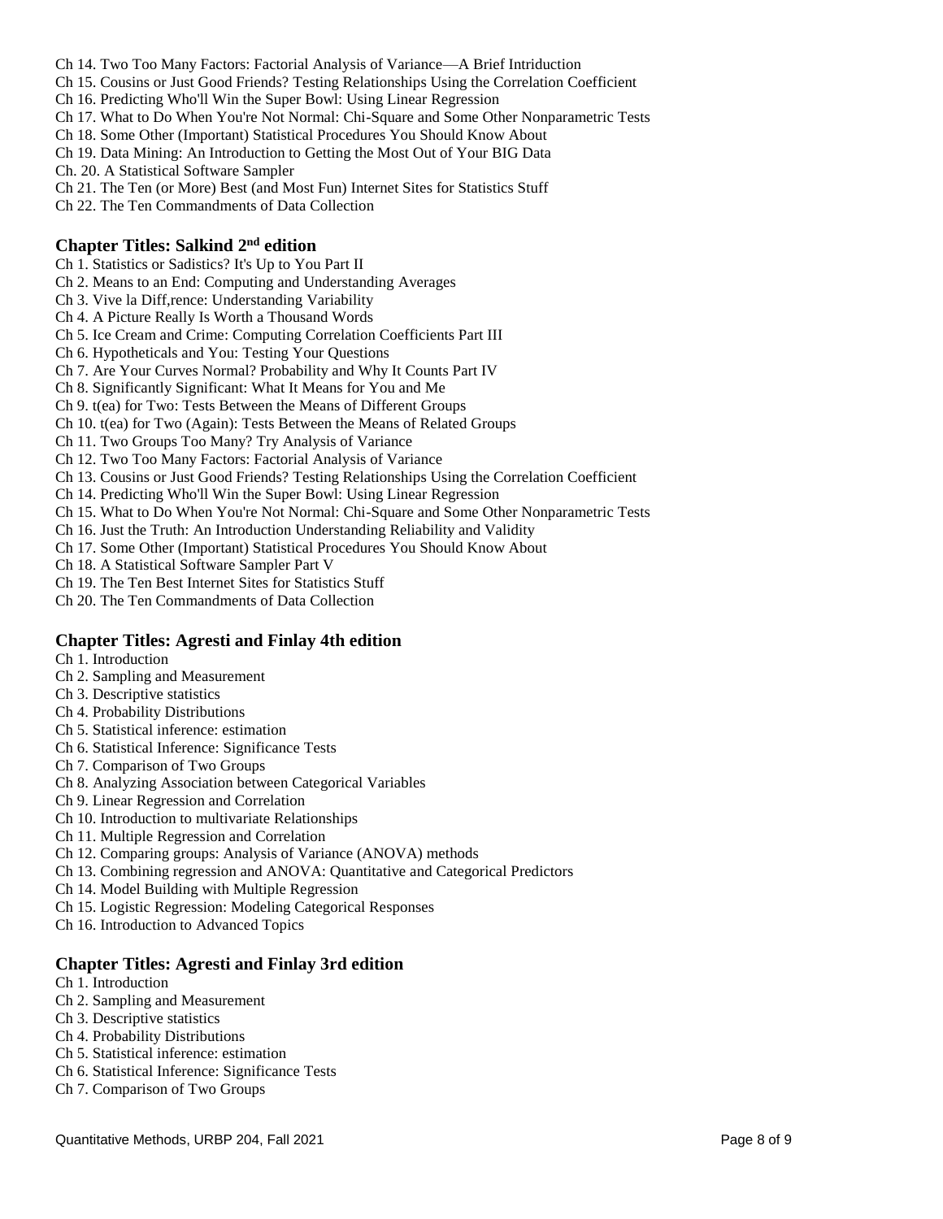Ch 14. Two Too Many Factors: Factorial Analysis of Variance—A Brief Intriduction
Ch 15. Cousins or Just Good Friends? Testing Relationships Using the Correlation Coefficient
Ch 16. Predicting Who'll Win the Super Bowl: Using Linear Regression
Ch 17. What to Do When You're Not Normal: Chi-Square and Some Other Nonparametric Tests
Ch 18. Some Other (Important) Statistical Procedures You Should Know About
Ch 19. Data Mining: An Introduction to Getting the Most Out of Your BIG Data
Ch. 20. A Statistical Software Sampler
Ch 21. The Ten (or More) Best (and Most Fun) Internet Sites for Statistics Stuff
Ch 22. The Ten Commandments of Data Collection

### Chapter Titles: Salkind 2nd edition

Ch 1. Statistics or Sadistics? It's Up to You Part II
Ch 2. Means to an End: Computing and Understanding Averages
Ch 3. Vive la Diff,rence: Understanding Variability
Ch 4. A Picture Really Is Worth a Thousand Words
Ch 5. Ice Cream and Crime: Computing Correlation Coefficients Part III
Ch 6. Hypotheticals and You: Testing Your Questions
Ch 7. Are Your Curves Normal? Probability and Why It Counts Part IV
Ch 8. Significantly Significant: What It Means for You and Me
Ch 9. t(ea) for Two: Tests Between the Means of Different Groups
Ch 10. t(ea) for Two (Again): Tests Between the Means of Related Groups
Ch 11. Two Groups Too Many? Try Analysis of Variance
Ch 12. Two Too Many Factors: Factorial Analysis of Variance
Ch 13. Cousins or Just Good Friends? Testing Relationships Using the Correlation Coefficient
Ch 14. Predicting Who'll Win the Super Bowl: Using Linear Regression
Ch 15. What to Do When You're Not Normal: Chi-Square and Some Other Nonparametric Tests
Ch 16. Just the Truth: An Introduction Understanding Reliability and Validity
Ch 17. Some Other (Important) Statistical Procedures You Should Know About
Ch 18. A Statistical Software Sampler Part V
Ch 19. The Ten Best Internet Sites for Statistics Stuff
Ch 20. The Ten Commandments of Data Collection

### Chapter Titles: Agresti and Finlay 4th edition

Ch 1. Introduction
Ch 2. Sampling and Measurement
Ch 3. Descriptive statistics
Ch 4. Probability Distributions
Ch 5. Statistical inference: estimation
Ch 6. Statistical Inference: Significance Tests
Ch 7. Comparison of Two Groups
Ch 8. Analyzing Association between Categorical Variables
Ch 9. Linear Regression and Correlation
Ch 10. Introduction to multivariate Relationships
Ch 11. Multiple Regression and Correlation
Ch 12. Comparing groups: Analysis of Variance (ANOVA) methods
Ch 13. Combining regression and ANOVA: Quantitative and Categorical Predictors
Ch 14. Model Building with Multiple Regression
Ch 15. Logistic Regression: Modeling Categorical Responses
Ch 16. Introduction to Advanced Topics

### Chapter Titles: Agresti and Finlay 3rd edition

Ch 1. Introduction
Ch 2. Sampling and Measurement
Ch 3. Descriptive statistics
Ch 4. Probability Distributions
Ch 5. Statistical inference: estimation
Ch 6. Statistical Inference: Significance Tests
Ch 7. Comparison of Two Groups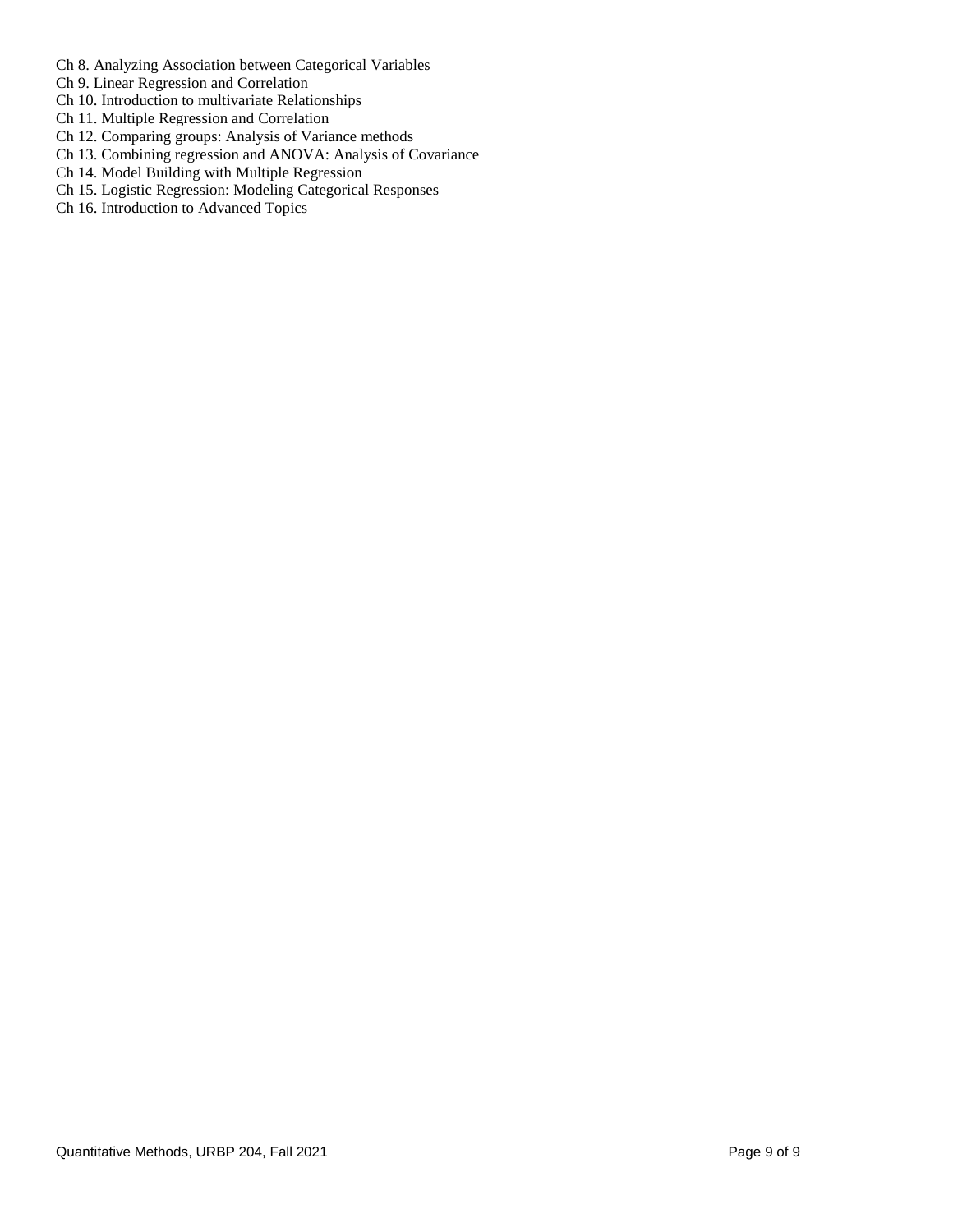Ch 8. Analyzing Association between Categorical Variables
Ch 9. Linear Regression and Correlation
Ch 10. Introduction to multivariate Relationships
Ch 11. Multiple Regression and Correlation
Ch 12. Comparing groups: Analysis of Variance methods
Ch 13. Combining regression and ANOVA: Analysis of Covariance
Ch 14. Model Building with Multiple Regression
Ch 15. Logistic Regression: Modeling Categorical Responses
Ch 16. Introduction to Advanced Topics